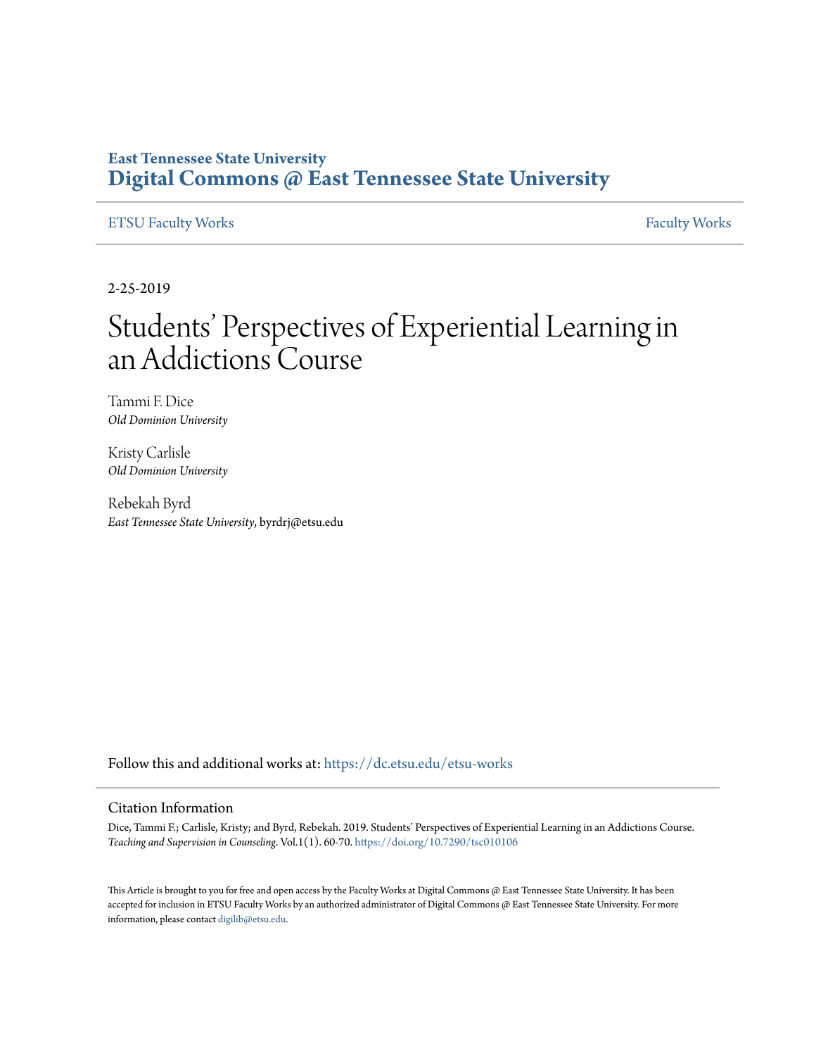East Tennessee State University
**Digital Commons @ East Tennessee State University**

ETSU Faculty Works | Faculty Works

2-25-2019

# Students' Perspectives of Experiential Learning in an Addictions Course

Tammi F. Dice
*Old Dominion University*

Kristy Carlisle
*Old Dominion University*

Rebekah Byrd
*East Tennessee State University*, byrdrj@etsu.edu

Follow this and additional works at: https://dc.etsu.edu/etsu-works

## Citation Information

Dice, Tammi F.; Carlisle, Kristy; and Byrd, Rebekah. 2019. Students' Perspectives of Experiential Learning in an Addictions Course. *Teaching and Supervision in Counseling*. Vol.1(1). 60-70. https://doi.org/10.7290/tsc010106

This Article is brought to you for free and open access by the Faculty Works at Digital Commons @ East Tennessee State University. It has been accepted for inclusion in ETSU Faculty Works by an authorized administrator of Digital Commons @ East Tennessee State University. For more information, please contact digilib@etsu.edu.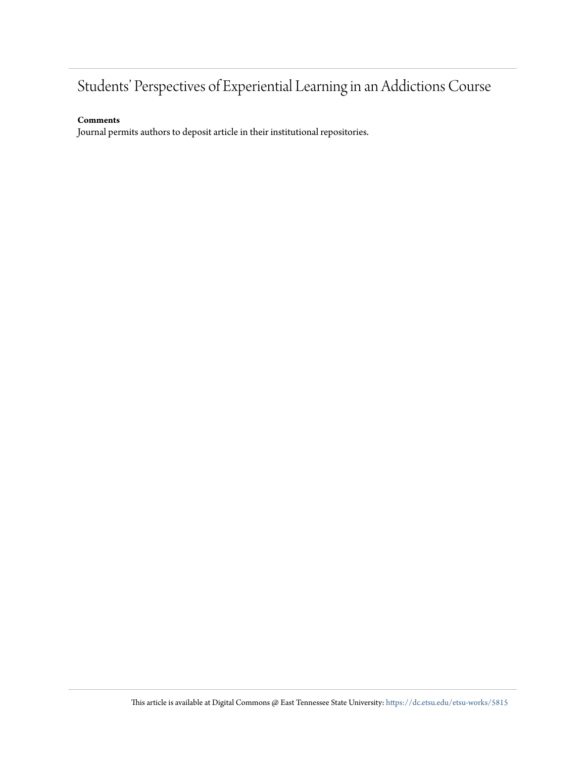# Students' Perspectives of Experiential Learning in an Addictions Course

**Comments**

Journal permits authors to deposit article in their institutional repositories.

This article is available at Digital Commons @ East Tennessee State University: https://dc.etsu.edu/etsu-works/5815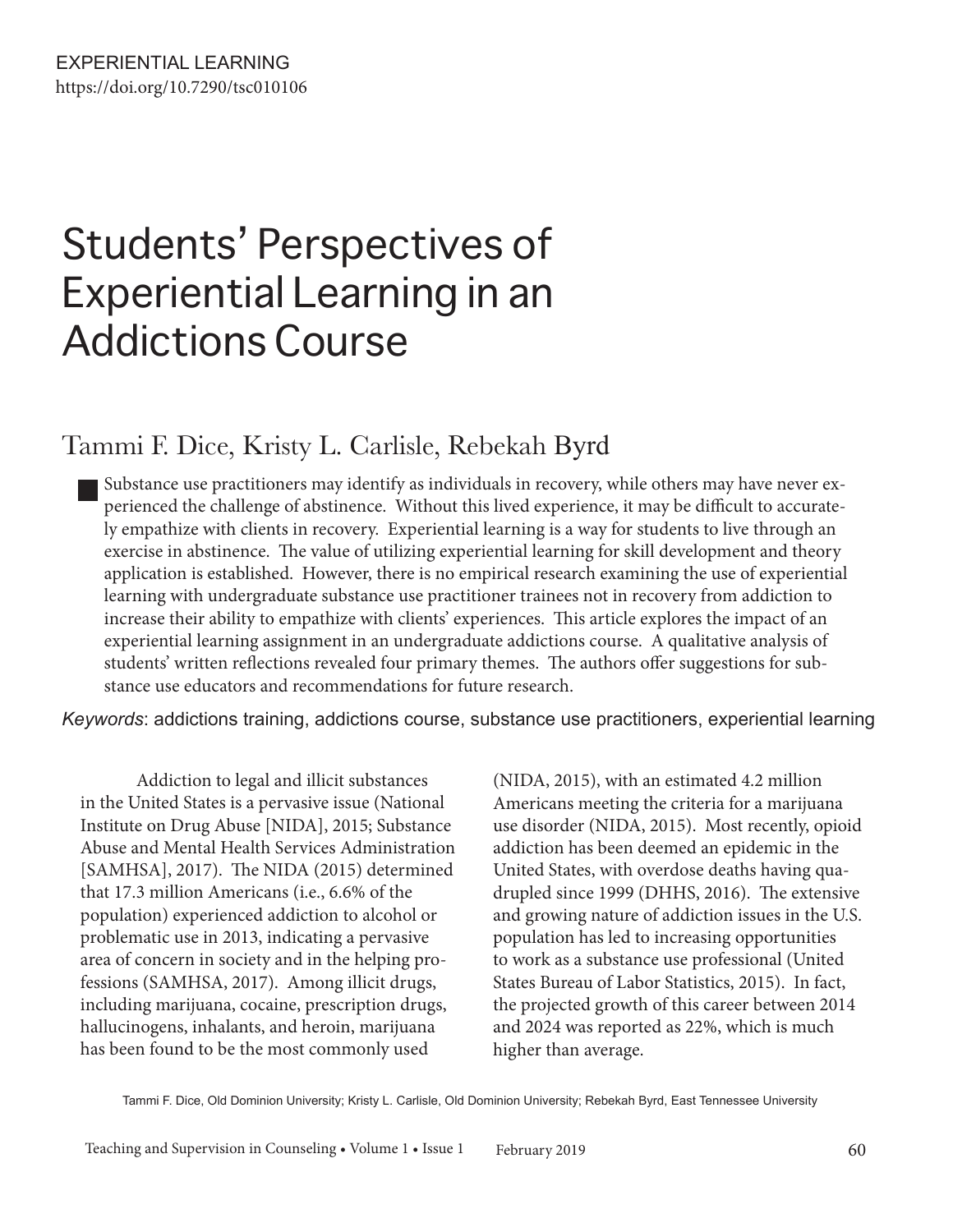EXPERIENTIAL LEARNING
https://doi.org/10.7290/tsc010106

# Students' Perspectives of Experiential Learning in an Addictions Course

## Tammi F. Dice, Kristy L. Carlisle, Rebekah Byrd

Substance use practitioners may identify as individuals in recovery, while others may have never experienced the challenge of abstinence. Without this lived experience, it may be difficult to accurately empathize with clients in recovery. Experiential learning is a way for students to live through an exercise in abstinence. The value of utilizing experiential learning for skill development and theory application is established. However, there is no empirical research examining the use of experiential learning with undergraduate substance use practitioner trainees not in recovery from addiction to increase their ability to empathize with clients' experiences. This article explores the impact of an experiential learning assignment in an undergraduate addictions course. A qualitative analysis of students' written reflections revealed four primary themes. The authors offer suggestions for substance use educators and recommendations for future research.

*Keywords*: addictions training, addictions course, substance use practitioners, experiential learning

Addiction to legal and illicit substances in the United States is a pervasive issue (National Institute on Drug Abuse [NIDA], 2015; Substance Abuse and Mental Health Services Administration [SAMHSA], 2017). The NIDA (2015) determined that 17.3 million Americans (i.e., 6.6% of the population) experienced addiction to alcohol or problematic use in 2013, indicating a pervasive area of concern in society and in the helping professions (SAMHSA, 2017). Among illicit drugs, including marijuana, cocaine, prescription drugs, hallucinogens, inhalants, and heroin, marijuana has been found to be the most commonly used (NIDA, 2015), with an estimated 4.2 million Americans meeting the criteria for a marijuana use disorder (NIDA, 2015). Most recently, opioid addiction has been deemed an epidemic in the United States, with overdose deaths having quadrupled since 1999 (DHHS, 2016). The extensive and growing nature of addiction issues in the U.S. population has led to increasing opportunities to work as a substance use professional (United States Bureau of Labor Statistics, 2015). In fact, the projected growth of this career between 2014 and 2024 was reported as 22%, which is much higher than average.

Tammi F. Dice, Old Dominion University; Kristy L. Carlisle, Old Dominion University; Rebekah Byrd, East Tennessee University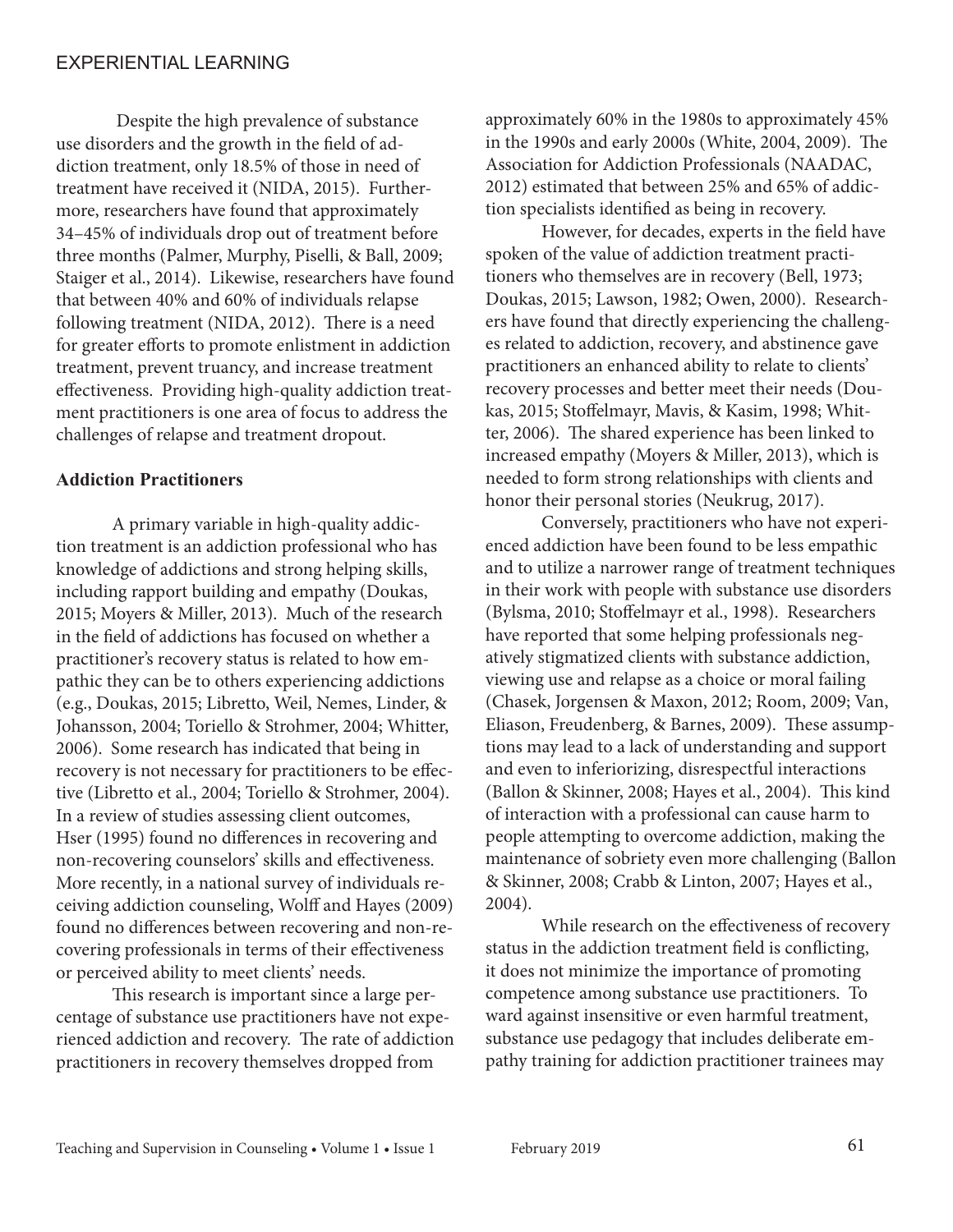Despite the high prevalence of substance use disorders and the growth in the field of addiction treatment, only 18.5% of those in need of treatment have received it (NIDA, 2015). Furthermore, researchers have found that approximately 34–45% of individuals drop out of treatment before three months (Palmer, Murphy, Piselli, & Ball, 2009; Staiger et al., 2014). Likewise, researchers have found that between 40% and 60% of individuals relapse following treatment (NIDA, 2012). There is a need for greater efforts to promote enlistment in addiction treatment, prevent truancy, and increase treatment effectiveness. Providing high-quality addiction treatment practitioners is one area of focus to address the challenges of relapse and treatment dropout.

**Addiction Practitioners**

A primary variable in high-quality addiction treatment is an addiction professional who has knowledge of addictions and strong helping skills, including rapport building and empathy (Doukas, 2015; Moyers & Miller, 2013). Much of the research in the field of addictions has focused on whether a practitioner's recovery status is related to how empathic they can be to others experiencing addictions (e.g., Doukas, 2015; Libretto, Weil, Nemes, Linder, & Johansson, 2004; Toriello & Strohmer, 2004; Whitter, 2006). Some research has indicated that being in recovery is not necessary for practitioners to be effective (Libretto et al., 2004; Toriello & Strohmer, 2004). In a review of studies assessing client outcomes, Hser (1995) found no differences in recovering and non-recovering counselors' skills and effectiveness. More recently, in a national survey of individuals receiving addiction counseling, Wolff and Hayes (2009) found no differences between recovering and non-recovering professionals in terms of their effectiveness or perceived ability to meet clients' needs.

This research is important since a large percentage of substance use practitioners have not experienced addiction and recovery. The rate of addiction practitioners in recovery themselves dropped from approximately 60% in the 1980s to approximately 45% in the 1990s and early 2000s (White, 2004, 2009). The Association for Addiction Professionals (NAADAC, 2012) estimated that between 25% and 65% of addiction specialists identified as being in recovery.

However, for decades, experts in the field have spoken of the value of addiction treatment practitioners who themselves are in recovery (Bell, 1973; Doukas, 2015; Lawson, 1982; Owen, 2000). Researchers have found that directly experiencing the challenges related to addiction, recovery, and abstinence gave practitioners an enhanced ability to relate to clients' recovery processes and better meet their needs (Doukas, 2015; Stoffelmayr, Mavis, & Kasim, 1998; Whitter, 2006). The shared experience has been linked to increased empathy (Moyers & Miller, 2013), which is needed to form strong relationships with clients and honor their personal stories (Neukrug, 2017).

Conversely, practitioners who have not experienced addiction have been found to be less empathic and to utilize a narrower range of treatment techniques in their work with people with substance use disorders (Bylsma, 2010; Stoffelmayr et al., 1998). Researchers have reported that some helping professionals negatively stigmatized clients with substance addiction, viewing use and relapse as a choice or moral failing (Chasek, Jorgensen & Maxon, 2012; Room, 2009; Van, Eliason, Freudenberg, & Barnes, 2009). These assumptions may lead to a lack of understanding and support and even to inferiorizing, disrespectful interactions (Ballon & Skinner, 2008; Hayes et al., 2004). This kind of interaction with a professional can cause harm to people attempting to overcome addiction, making the maintenance of sobriety even more challenging (Ballon & Skinner, 2008; Crabb & Linton, 2007; Hayes et al., 2004).

While research on the effectiveness of recovery status in the addiction treatment field is conflicting, it does not minimize the importance of promoting competence among substance use practitioners. To ward against insensitive or even harmful treatment, substance use pedagogy that includes deliberate empathy training for addiction practitioner trainees may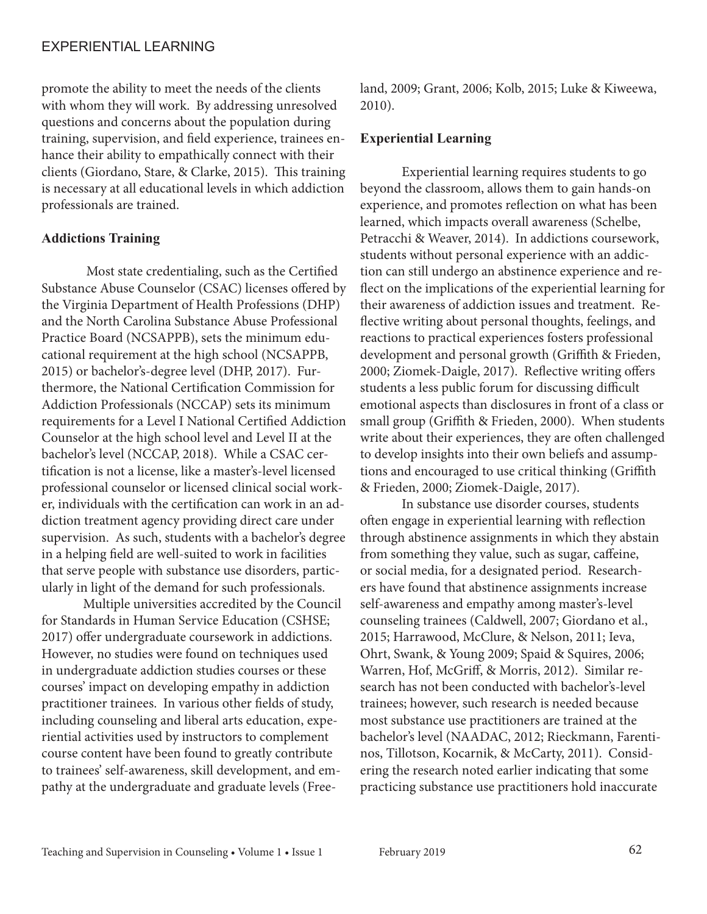promote the ability to meet the needs of the clients with whom they will work. By addressing unresolved questions and concerns about the population during training, supervision, and field experience, trainees enhance their ability to empathically connect with their clients (Giordano, Stare, & Clarke, 2015). This training is necessary at all educational levels in which addiction professionals are trained.

### Addictions Training

Most state credentialing, such as the Certified Substance Abuse Counselor (CSAC) licenses offered by the Virginia Department of Health Professions (DHP) and the North Carolina Substance Abuse Professional Practice Board (NCSAPPB), sets the minimum educational requirement at the high school (NCSAPPB, 2015) or bachelor's-degree level (DHP, 2017). Furthermore, the National Certification Commission for Addiction Professionals (NCCAP) sets its minimum requirements for a Level I National Certified Addiction Counselor at the high school level and Level II at the bachelor's level (NCCAP, 2018). While a CSAC certification is not a license, like a master's-level licensed professional counselor or licensed clinical social worker, individuals with the certification can work in an addiction treatment agency providing direct care under supervision. As such, students with a bachelor's degree in a helping field are well-suited to work in facilities that serve people with substance use disorders, particularly in light of the demand for such professionals.

Multiple universities accredited by the Council for Standards in Human Service Education (CSHSE; 2017) offer undergraduate coursework in addictions. However, no studies were found on techniques used in undergraduate addiction studies courses or these courses' impact on developing empathy in addiction practitioner trainees. In various other fields of study, including counseling and liberal arts education, experiential activities used by instructors to complement course content have been found to greatly contribute to trainees' self-awareness, skill development, and empathy at the undergraduate and graduate levels (Freeland, 2009; Grant, 2006; Kolb, 2015; Luke & Kiweewa, 2010).

### Experiential Learning

Experiential learning requires students to go beyond the classroom, allows them to gain hands-on experience, and promotes reflection on what has been learned, which impacts overall awareness (Schelbe, Petracchi & Weaver, 2014). In addictions coursework, students without personal experience with an addiction can still undergo an abstinence experience and reflect on the implications of the experiential learning for their awareness of addiction issues and treatment. Reflective writing about personal thoughts, feelings, and reactions to practical experiences fosters professional development and personal growth (Griffith & Frieden, 2000; Ziomek-Daigle, 2017). Reflective writing offers students a less public forum for discussing difficult emotional aspects than disclosures in front of a class or small group (Griffith & Frieden, 2000). When students write about their experiences, they are often challenged to develop insights into their own beliefs and assumptions and encouraged to use critical thinking (Griffith & Frieden, 2000; Ziomek-Daigle, 2017).

In substance use disorder courses, students often engage in experiential learning with reflection through abstinence assignments in which they abstain from something they value, such as sugar, caffeine, or social media, for a designated period. Researchers have found that abstinence assignments increase self-awareness and empathy among master's-level counseling trainees (Caldwell, 2007; Giordano et al., 2015; Harrawood, McClure, & Nelson, 2011; Ieva, Ohrt, Swank, & Young 2009; Spaid & Squires, 2006; Warren, Hof, McGriff, & Morris, 2012). Similar research has not been conducted with bachelor's-level trainees; however, such research is needed because most substance use practitioners are trained at the bachelor's level (NAADAC, 2012; Rieckmann, Farentinos, Tillotson, Kocarnik, & McCarty, 2011). Considering the research noted earlier indicating that some practicing substance use practitioners hold inaccurate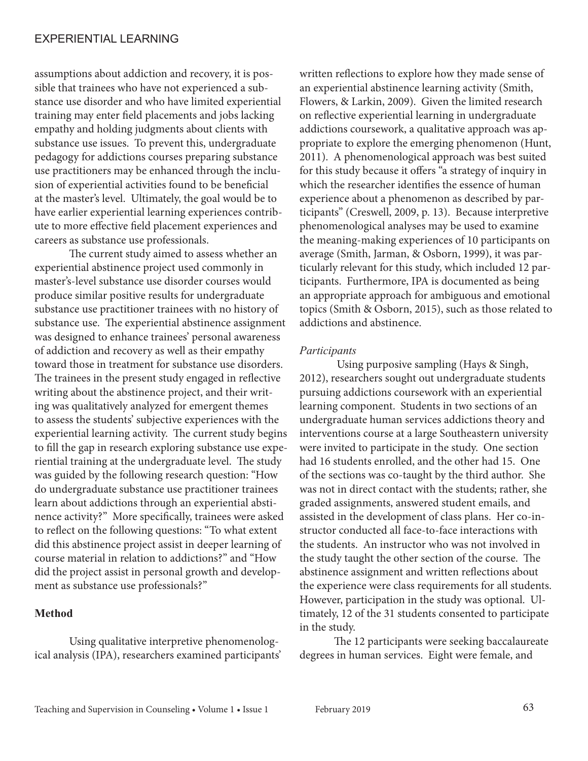assumptions about addiction and recovery, it is possible that trainees who have not experienced a substance use disorder and who have limited experiential training may enter field placements and jobs lacking empathy and holding judgments about clients with substance use issues. To prevent this, undergraduate pedagogy for addictions courses preparing substance use practitioners may be enhanced through the inclusion of experiential activities found to be beneficial at the master's level. Ultimately, the goal would be to have earlier experiential learning experiences contribute to more effective field placement experiences and careers as substance use professionals.

The current study aimed to assess whether an experiential abstinence project used commonly in master's-level substance use disorder courses would produce similar positive results for undergraduate substance use practitioner trainees with no history of substance use. The experiential abstinence assignment was designed to enhance trainees' personal awareness of addiction and recovery as well as their empathy toward those in treatment for substance use disorders. The trainees in the present study engaged in reflective writing about the abstinence project, and their writing was qualitatively analyzed for emergent themes to assess the students' subjective experiences with the experiential learning activity. The current study begins to fill the gap in research exploring substance use experiential training at the undergraduate level. The study was guided by the following research question: "How do undergraduate substance use practitioner trainees learn about addictions through an experiential abstinence activity?" More specifically, trainees were asked to reflect on the following questions: "To what extent did this abstinence project assist in deeper learning of course material in relation to addictions?" and "How did the project assist in personal growth and development as substance use professionals?"

## Method

Using qualitative interpretive phenomenological analysis (IPA), researchers examined participants' written reflections to explore how they made sense of an experiential abstinence learning activity (Smith, Flowers, & Larkin, 2009). Given the limited research on reflective experiential learning in undergraduate addictions coursework, a qualitative approach was appropriate to explore the emerging phenomenon (Hunt, 2011). A phenomenological approach was best suited for this study because it offers "a strategy of inquiry in which the researcher identifies the essence of human experience about a phenomenon as described by participants" (Creswell, 2009, p. 13). Because interpretive phenomenological analyses may be used to examine the meaning-making experiences of 10 participants on average (Smith, Jarman, & Osborn, 1999), it was particularly relevant for this study, which included 12 participants. Furthermore, IPA is documented as being an appropriate approach for ambiguous and emotional topics (Smith & Osborn, 2015), such as those related to addictions and abstinence.

### *Participants*

Using purposive sampling (Hays & Singh, 2012), researchers sought out undergraduate students pursuing addictions coursework with an experiential learning component. Students in two sections of an undergraduate human services addictions theory and interventions course at a large Southeastern university were invited to participate in the study. One section had 16 students enrolled, and the other had 15. One of the sections was co-taught by the third author. She was not in direct contact with the students; rather, she graded assignments, answered student emails, and assisted in the development of class plans. Her co-instructor conducted all face-to-face interactions with the students. An instructor who was not involved in the study taught the other section of the course. The abstinence assignment and written reflections about the experience were class requirements for all students. However, participation in the study was optional. Ultimately, 12 of the 31 students consented to participate in the study.

The 12 participants were seeking baccalaureate degrees in human services. Eight were female, and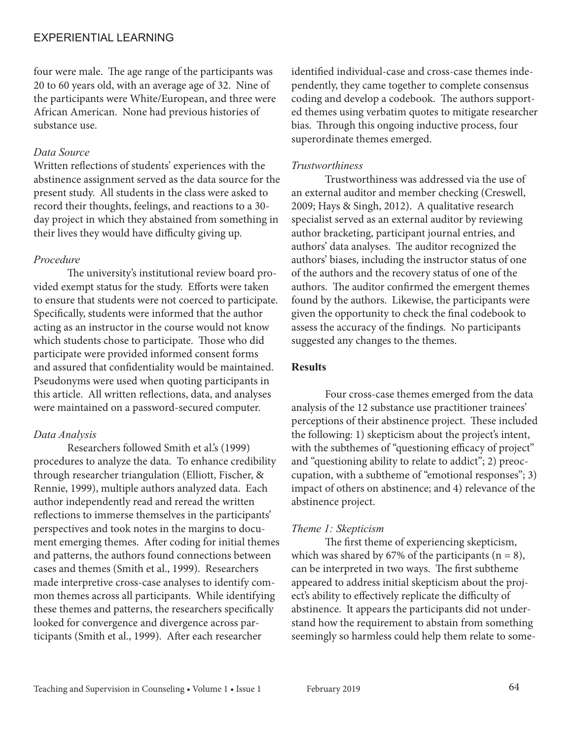four were male. The age range of the participants was 20 to 60 years old, with an average age of 32. Nine of the participants were White/European, and three were African American. None had previous histories of substance use.

### *Data Source*

Written reflections of students' experiences with the abstinence assignment served as the data source for the present study. All students in the class were asked to record their thoughts, feelings, and reactions to a 30-day project in which they abstained from something in their lives they would have difficulty giving up.

### *Procedure*

The university's institutional review board provided exempt status for the study. Efforts were taken to ensure that students were not coerced to participate. Specifically, students were informed that the author acting as an instructor in the course would not know which students chose to participate. Those who did participate were provided informed consent forms and assured that confidentiality would be maintained. Pseudonyms were used when quoting participants in this article. All written reflections, data, and analyses were maintained on a password-secured computer.

### *Data Analysis*

Researchers followed Smith et al.'s (1999) procedures to analyze the data. To enhance credibility through researcher triangulation (Elliott, Fischer, & Rennie, 1999), multiple authors analyzed data. Each author independently read and reread the written reflections to immerse themselves in the participants' perspectives and took notes in the margins to document emerging themes. After coding for initial themes and patterns, the authors found connections between cases and themes (Smith et al., 1999). Researchers made interpretive cross-case analyses to identify common themes across all participants. While identifying these themes and patterns, the researchers specifically looked for convergence and divergence across participants (Smith et al., 1999). After each researcher identified individual-case and cross-case themes independently, they came together to complete consensus coding and develop a codebook. The authors supported themes using verbatim quotes to mitigate researcher bias. Through this ongoing inductive process, four superordinate themes emerged.

### *Trustworthiness*

Trustworthiness was addressed via the use of an external auditor and member checking (Creswell, 2009; Hays & Singh, 2012). A qualitative research specialist served as an external auditor by reviewing author bracketing, participant journal entries, and authors' data analyses. The auditor recognized the authors' biases, including the instructor status of one of the authors and the recovery status of one of the authors. The auditor confirmed the emergent themes found by the authors. Likewise, the participants were given the opportunity to check the final codebook to assess the accuracy of the findings. No participants suggested any changes to the themes.

## **Results**

Four cross-case themes emerged from the data analysis of the 12 substance use practitioner trainees' perceptions of their abstinence project. These included the following: 1) skepticism about the project's intent, with the subthemes of "questioning efficacy of project" and "questioning ability to relate to addict"; 2) preoccupation, with a subtheme of "emotional responses"; 3) impact of others on abstinence; and 4) relevance of the abstinence project.

### *Theme 1: Skepticism*

The first theme of experiencing skepticism, which was shared by 67% of the participants ($n = 8$), can be interpreted in two ways. The first subtheme appeared to address initial skepticism about the project's ability to effectively replicate the difficulty of abstinence. It appears the participants did not understand how the requirement to abstain from something seemingly so harmless could help them relate to some-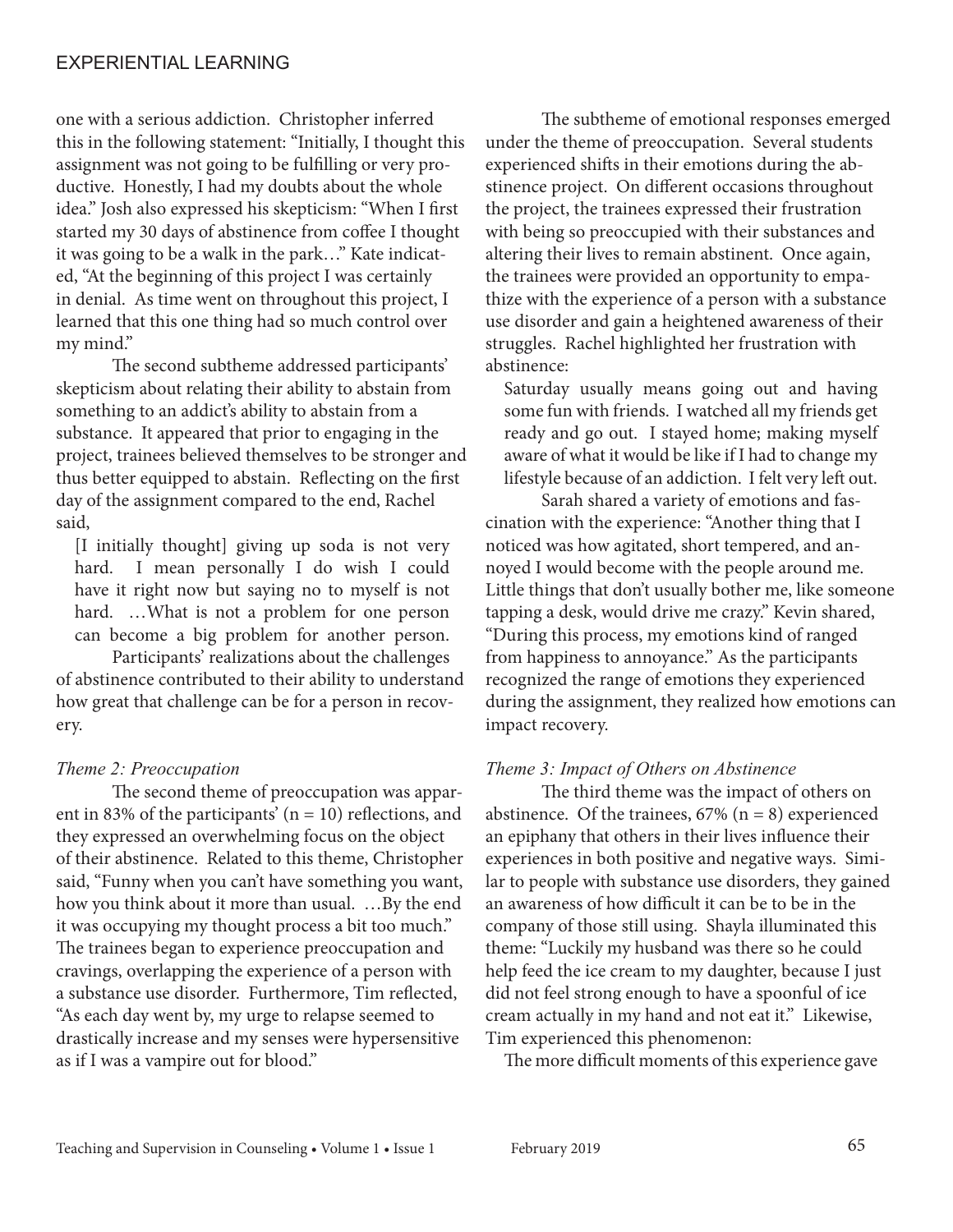one with a serious addiction. Christopher inferred this in the following statement: "Initially, I thought this assignment was not going to be fulfilling or very productive. Honestly, I had my doubts about the whole idea." Josh also expressed his skepticism: "When I first started my 30 days of abstinence from coffee I thought it was going to be a walk in the park…" Kate indicated, "At the beginning of this project I was certainly in denial. As time went on throughout this project, I learned that this one thing had so much control over my mind."

The second subtheme addressed participants' skepticism about relating their ability to abstain from something to an addict's ability to abstain from a substance. It appeared that prior to engaging in the project, trainees believed themselves to be stronger and thus better equipped to abstain. Reflecting on the first day of the assignment compared to the end, Rachel said,

> [I initially thought] giving up soda is not very hard. I mean personally I do wish I could have it right now but saying no to myself is not hard. …What is not a problem for one person can become a big problem for another person.

Participants' realizations about the challenges of abstinence contributed to their ability to understand how great that challenge can be for a person in recovery.

*Theme 2: Preoccupation*

The second theme of preoccupation was apparent in 83% of the participants' (n = 10) reflections, and they expressed an overwhelming focus on the object of their abstinence. Related to this theme, Christopher said, "Funny when you can't have something you want, how you think about it more than usual. …By the end it was occupying my thought process a bit too much." The trainees began to experience preoccupation and cravings, overlapping the experience of a person with a substance use disorder. Furthermore, Tim reflected, "As each day went by, my urge to relapse seemed to drastically increase and my senses were hypersensitive as if I was a vampire out for blood."

The subtheme of emotional responses emerged under the theme of preoccupation. Several students experienced shifts in their emotions during the abstinence project. On different occasions throughout the project, the trainees expressed their frustration with being so preoccupied with their substances and altering their lives to remain abstinent. Once again, the trainees were provided an opportunity to empathize with the experience of a person with a substance use disorder and gain a heightened awareness of their struggles. Rachel highlighted her frustration with abstinence:

> Saturday usually means going out and having some fun with friends. I watched all my friends get ready and go out. I stayed home; making myself aware of what it would be like if I had to change my lifestyle because of an addiction. I felt very left out.

Sarah shared a variety of emotions and fascination with the experience: "Another thing that I noticed was how agitated, short tempered, and annoyed I would become with the people around me. Little things that don't usually bother me, like someone tapping a desk, would drive me crazy." Kevin shared, "During this process, my emotions kind of ranged from happiness to annoyance." As the participants recognized the range of emotions they experienced during the assignment, they realized how emotions can impact recovery.

*Theme 3: Impact of Others on Abstinence*

The third theme was the impact of others on abstinence. Of the trainees, 67% (n = 8) experienced an epiphany that others in their lives influence their experiences in both positive and negative ways. Similar to people with substance use disorders, they gained an awareness of how difficult it can be to be in the company of those still using. Shayla illuminated this theme: "Luckily my husband was there so he could help feed the ice cream to my daughter, because I just did not feel strong enough to have a spoonful of ice cream actually in my hand and not eat it." Likewise, Tim experienced this phenomenon:

> The more difficult moments of this experience gave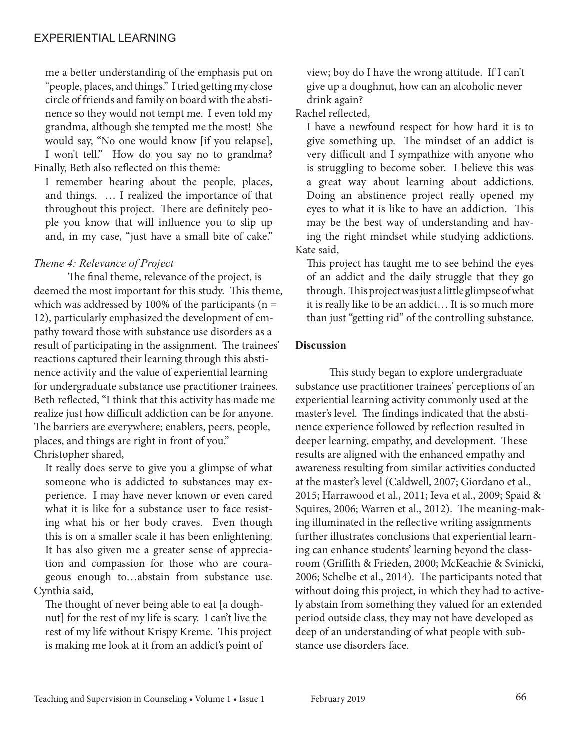me a better understanding of the emphasis put on "people, places, and things." I tried getting my close circle of friends and family on board with the abstinence so they would not tempt me. I even told my grandma, although she tempted me the most! She would say, "No one would know [if you relapse], I won't tell." How do you say no to grandma?

Finally, Beth also reflected on this theme:

> I remember hearing about the people, places, and things. … I realized the importance of that throughout this project. There are definitely people you know that will influence you to slip up and, in my case, "just have a small bite of cake."

*Theme 4: Relevance of Project*

The final theme, relevance of the project, is deemed the most important for this study. This theme, which was addressed by 100% of the participants (n = 12), particularly emphasized the development of empathy toward those with substance use disorders as a result of participating in the assignment. The trainees' reactions captured their learning through this abstinence activity and the value of experiential learning for undergraduate substance use practitioner trainees. Beth reflected, "I think that this activity has made me realize just how difficult addiction can be for anyone. The barriers are everywhere; enablers, peers, people, places, and things are right in front of you."

Christopher shared,

> It really does serve to give you a glimpse of what someone who is addicted to substances may experience. I may have never known or even cared what it is like for a substance user to face resisting what his or her body craves. Even though this is on a smaller scale it has been enlightening. It has also given me a greater sense of appreciation and compassion for those who are courageous enough to…abstain from substance use.

Cynthia said,

> The thought of never being able to eat [a doughnut] for the rest of my life is scary. I can't live the rest of my life without Krispy Kreme. This project is making me look at it from an addict's point of view; boy do I have the wrong attitude. If I can't give up a doughnut, how can an alcoholic never drink again?

Rachel reflected,

> I have a newfound respect for how hard it is to give something up. The mindset of an addict is very difficult and I sympathize with anyone who is struggling to become sober. I believe this was a great way about learning about addictions. Doing an abstinence project really opened my eyes to what it is like to have an addiction. This may be the best way of understanding and having the right mindset while studying addictions.

Kate said,

> This project has taught me to see behind the eyes of an addict and the daily struggle that they go through. This project was just a little glimpse of what it is really like to be an addict… It is so much more than just "getting rid" of the controlling substance.

## Discussion

This study began to explore undergraduate substance use practitioner trainees' perceptions of an experiential learning activity commonly used at the master's level. The findings indicated that the abstinence experience followed by reflection resulted in deeper learning, empathy, and development. These results are aligned with the enhanced empathy and awareness resulting from similar activities conducted at the master's level (Caldwell, 2007; Giordano et al., 2015; Harrawood et al., 2011; Ieva et al., 2009; Spaid & Squires, 2006; Warren et al., 2012). The meaning-making illuminated in the reflective writing assignments further illustrates conclusions that experiential learning can enhance students' learning beyond the classroom (Griffith & Frieden, 2000; McKeachie & Svinicki, 2006; Schelbe et al., 2014). The participants noted that without doing this project, in which they had to actively abstain from something they valued for an extended period outside class, they may not have developed as deep of an understanding of what people with substance use disorders face.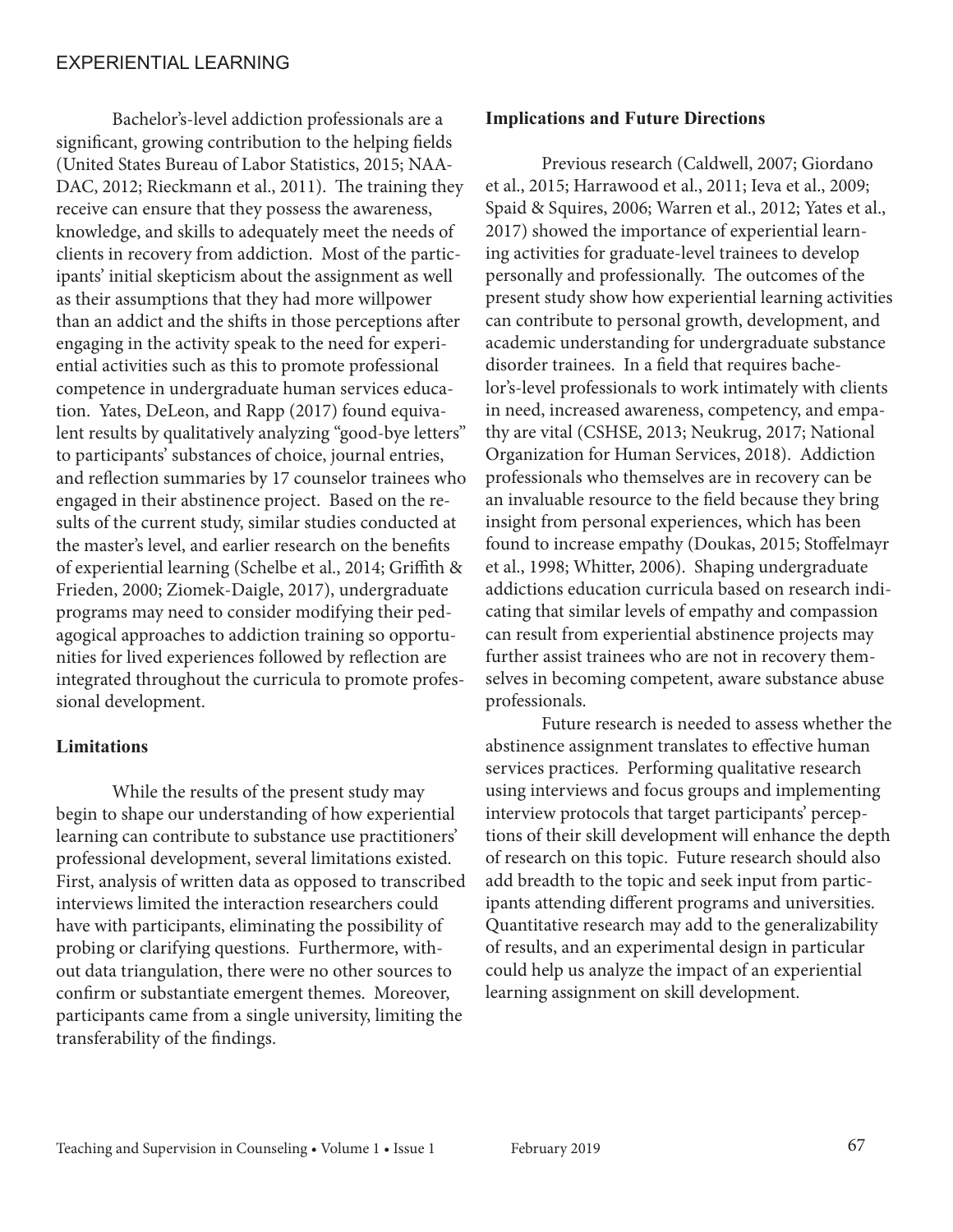Bachelor's-level addiction professionals are a significant, growing contribution to the helping fields (United States Bureau of Labor Statistics, 2015; NAADAC, 2012; Rieckmann et al., 2011). The training they receive can ensure that they possess the awareness, knowledge, and skills to adequately meet the needs of clients in recovery from addiction. Most of the participants' initial skepticism about the assignment as well as their assumptions that they had more willpower than an addict and the shifts in those perceptions after engaging in the activity speak to the need for experiential activities such as this to promote professional competence in undergraduate human services education. Yates, DeLeon, and Rapp (2017) found equivalent results by qualitatively analyzing "good-bye letters" to participants' substances of choice, journal entries, and reflection summaries by 17 counselor trainees who engaged in their abstinence project. Based on the results of the current study, similar studies conducted at the master's level, and earlier research on the benefits of experiential learning (Schelbe et al., 2014; Griffith & Frieden, 2000; Ziomek-Daigle, 2017), undergraduate programs may need to consider modifying their pedagogical approaches to addiction training so opportunities for lived experiences followed by reflection are integrated throughout the curricula to promote professional development.

## Limitations

While the results of the present study may begin to shape our understanding of how experiential learning can contribute to substance use practitioners' professional development, several limitations existed. First, analysis of written data as opposed to transcribed interviews limited the interaction researchers could have with participants, eliminating the possibility of probing or clarifying questions. Furthermore, without data triangulation, there were no other sources to confirm or substantiate emergent themes. Moreover, participants came from a single university, limiting the transferability of the findings.

## Implications and Future Directions

Previous research (Caldwell, 2007; Giordano et al., 2015; Harrawood et al., 2011; Ieva et al., 2009; Spaid & Squires, 2006; Warren et al., 2012; Yates et al., 2017) showed the importance of experiential learning activities for graduate-level trainees to develop personally and professionally. The outcomes of the present study show how experiential learning activities can contribute to personal growth, development, and academic understanding for undergraduate substance disorder trainees. In a field that requires bachelor's-level professionals to work intimately with clients in need, increased awareness, competency, and empathy are vital (CSHSE, 2013; Neukrug, 2017; National Organization for Human Services, 2018). Addiction professionals who themselves are in recovery can be an invaluable resource to the field because they bring insight from personal experiences, which has been found to increase empathy (Doukas, 2015; Stoffelmayr et al., 1998; Whitter, 2006). Shaping undergraduate addictions education curricula based on research indicating that similar levels of empathy and compassion can result from experiential abstinence projects may further assist trainees who are not in recovery themselves in becoming competent, aware substance abuse professionals.

Future research is needed to assess whether the abstinence assignment translates to effective human services practices. Performing qualitative research using interviews and focus groups and implementing interview protocols that target participants' perceptions of their skill development will enhance the depth of research on this topic. Future research should also add breadth to the topic and seek input from participants attending different programs and universities. Quantitative research may add to the generalizability of results, and an experimental design in particular could help us analyze the impact of an experiential learning assignment on skill development.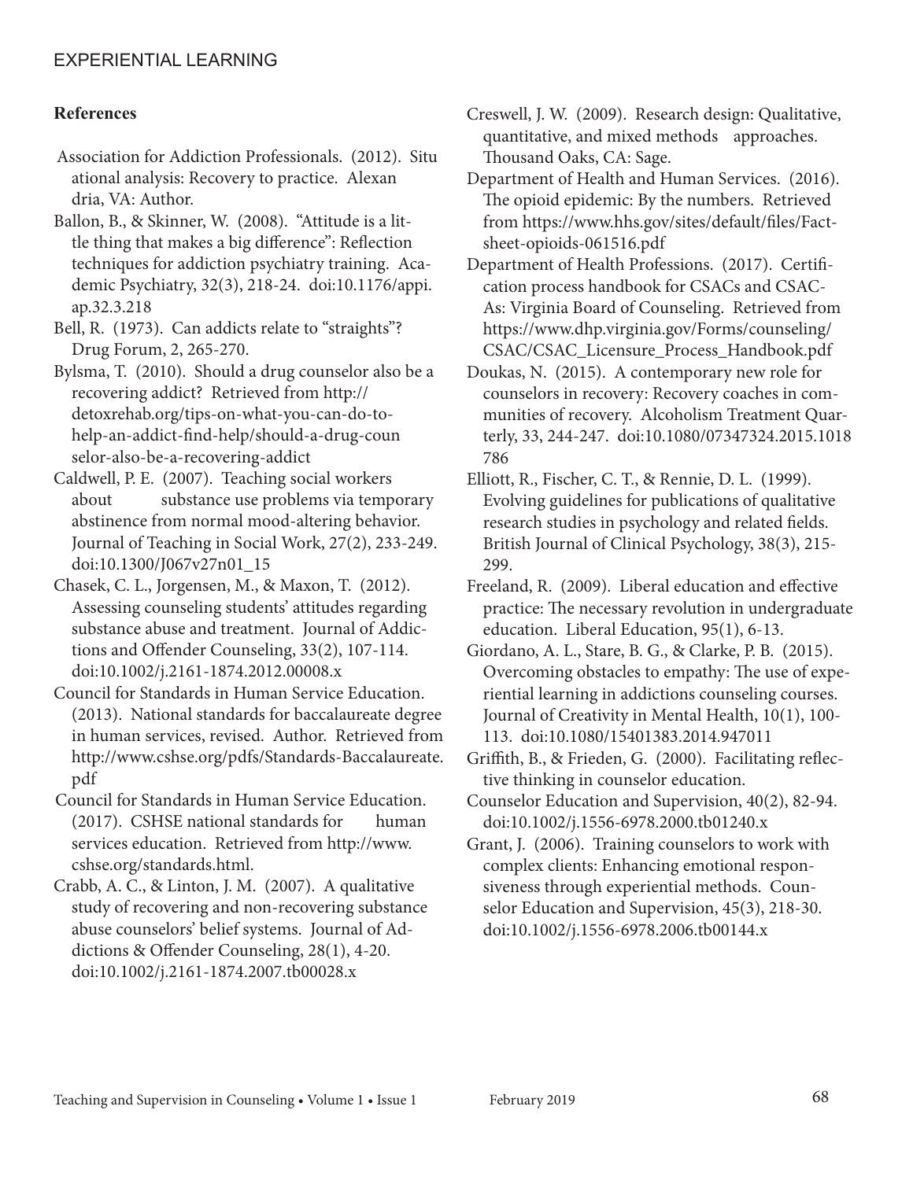## References

Association for Addiction Professionals. (2012). Situational analysis: Recovery to practice. Alexandria, VA: Author.

Ballon, B., & Skinner, W. (2008). "Attitude is a little thing that makes a big difference": Reflection techniques for addiction psychiatry training. Academic Psychiatry, 32(3), 218-24. doi:10.1176/appi.ap.32.3.218

Bell, R. (1973). Can addicts relate to "straights"? Drug Forum, 2, 265-270.

Bylsma, T. (2010). Should a drug counselor also be a recovering addict? Retrieved from http://detoxrehab.org/tips-on-what-you-can-do-to-help-an-addict-find-help/should-a-drug-counselor-also-be-a-recovering-addict

Caldwell, P. E. (2007). Teaching social workers about substance use problems via temporary abstinence from normal mood-altering behavior. Journal of Teaching in Social Work, 27(2), 233-249. doi:10.1300/J067v27n01_15

Chasek, C. L., Jorgensen, M., & Maxon, T. (2012). Assessing counseling students' attitudes regarding substance abuse and treatment. Journal of Addictions and Offender Counseling, 33(2), 107-114. doi:10.1002/j.2161-1874.2012.00008.x

Council for Standards in Human Service Education. (2013). National standards for baccalaureate degree in human services, revised. Author. Retrieved from http://www.cshse.org/pdfs/Standards-Baccalaureate.pdf

Council for Standards in Human Service Education. (2017). CSHSE national standards for human services education. Retrieved from http://www.cshse.org/standards.html.

Crabb, A. C., & Linton, J. M. (2007). A qualitative study of recovering and non-recovering substance abuse counselors' belief systems. Journal of Addictions & Offender Counseling, 28(1), 4-20. doi:10.1002/j.2161-1874.2007.tb00028.x

Creswell, J. W. (2009). Research design: Qualitative, quantitative, and mixed methods approaches. Thousand Oaks, CA: Sage.

Department of Health and Human Services. (2016). The opioid epidemic: By the numbers. Retrieved from https://www.hhs.gov/sites/default/files/Factsheet-opioids-061516.pdf

Department of Health Professions. (2017). Certification process handbook for CSACs and CSAC-As: Virginia Board of Counseling. Retrieved from https://www.dhp.virginia.gov/Forms/counseling/CSAC/CSAC_Licensure_Process_Handbook.pdf

Doukas, N. (2015). A contemporary new role for counselors in recovery: Recovery coaches in communities of recovery. Alcoholism Treatment Quarterly, 33, 244-247. doi:10.1080/07347324.2015.1018786

Elliott, R., Fischer, C. T., & Rennie, D. L. (1999). Evolving guidelines for publications of qualitative research studies in psychology and related fields. British Journal of Clinical Psychology, 38(3), 215-299.

Freeland, R. (2009). Liberal education and effective practice: The necessary revolution in undergraduate education. Liberal Education, 95(1), 6-13.

Giordano, A. L., Stare, B. G., & Clarke, P. B. (2015). Overcoming obstacles to empathy: The use of experiential learning in addictions counseling courses. Journal of Creativity in Mental Health, 10(1), 100-113. doi:10.1080/15401383.2014.947011

Griffith, B., & Frieden, G. (2000). Facilitating reflective thinking in counselor education. Counselor Education and Supervision, 40(2), 82-94. doi:10.1002/j.1556-6978.2000.tb01240.x

Grant, J. (2006). Training counselors to work with complex clients: Enhancing emotional responsiveness through experiential methods. Counselor Education and Supervision, 45(3), 218-30. doi:10.1002/j.1556-6978.2006.tb00144.x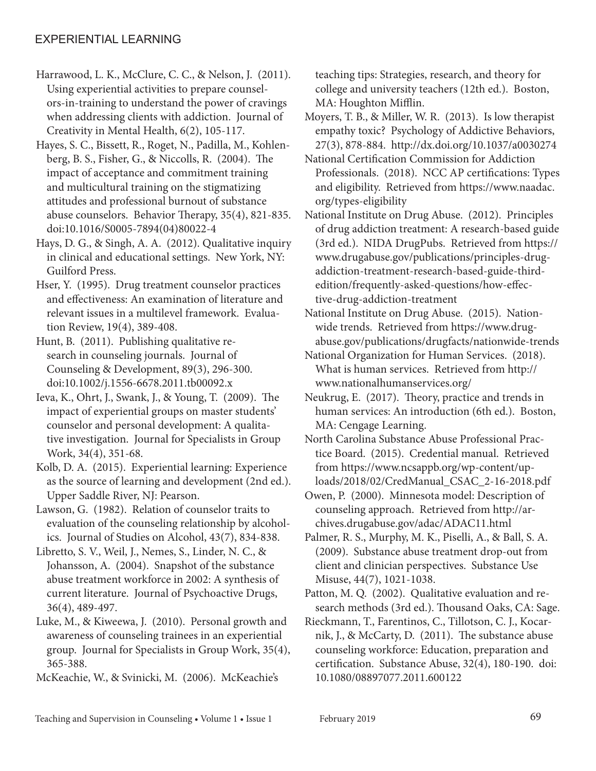Harrawood, L. K., McClure, C. C., & Nelson, J. (2011). Using experiential activities to prepare counselors-in-training to understand the power of cravings when addressing clients with addiction. Journal of Creativity in Mental Health, 6(2), 105-117.

Hayes, S. C., Bissett, R., Roget, N., Padilla, M., Kohlenberg, B. S., Fisher, G., & Niccolls, R. (2004). The impact of acceptance and commitment training and multicultural training on the stigmatizing attitudes and professional burnout of substance abuse counselors. Behavior Therapy, 35(4), 821-835. doi:10.1016/S0005-7894(04)80022-4

Hays, D. G., & Singh, A. A. (2012). Qualitative inquiry in clinical and educational settings. New York, NY: Guilford Press.

Hser, Y. (1995). Drug treatment counselor practices and effectiveness: An examination of literature and relevant issues in a multilevel framework. Evaluation Review, 19(4), 389-408.

Hunt, B. (2011). Publishing qualitative research in counseling journals. Journal of Counseling & Development, 89(3), 296-300. doi:10.1002/j.1556-6678.2011.tb00092.x

Ieva, K., Ohrt, J., Swank, J., & Young, T. (2009). The impact of experiential groups on master students' counselor and personal development: A qualitative investigation. Journal for Specialists in Group Work, 34(4), 351-68.

Kolb, D. A. (2015). Experiential learning: Experience as the source of learning and development (2nd ed.). Upper Saddle River, NJ: Pearson.

Lawson, G. (1982). Relation of counselor traits to evaluation of the counseling relationship by alcoholics. Journal of Studies on Alcohol, 43(7), 834-838.

Libretto, S. V., Weil, J., Nemes, S., Linder, N. C., & Johansson, A. (2004). Snapshot of the substance abuse treatment workforce in 2002: A synthesis of current literature. Journal of Psychoactive Drugs, 36(4), 489-497.

Luke, M., & Kiweewa, J. (2010). Personal growth and awareness of counseling trainees in an experiential group. Journal for Specialists in Group Work, 35(4), 365-388.

McKeachie, W., & Svinicki, M. (2006). McKeachie's teaching tips: Strategies, research, and theory for college and university teachers (12th ed.). Boston, MA: Houghton Mifflin.

Moyers, T. B., & Miller, W. R. (2013). Is low therapist empathy toxic? Psychology of Addictive Behaviors, 27(3), 878-884. http://dx.doi.org/10.1037/a0030274

National Certification Commission for Addiction Professionals. (2018). NCC AP certifications: Types and eligibility. Retrieved from https://www.naadac.org/types-eligibility

National Institute on Drug Abuse. (2012). Principles of drug addiction treatment: A research-based guide (3rd ed.). NIDA DrugPubs. Retrieved from https://www.drugabuse.gov/publications/principles-drug-addiction-treatment-research-based-guide-third-edition/frequently-asked-questions/how-effective-drug-addiction-treatment

National Institute on Drug Abuse. (2015). Nationwide trends. Retrieved from https://www.drugabuse.gov/publications/drugfacts/nationwide-trends

National Organization for Human Services. (2018). What is human services. Retrieved from http://www.nationalhumanservices.org/

Neukrug, E. (2017). Theory, practice and trends in human services: An introduction (6th ed.). Boston, MA: Cengage Learning.

North Carolina Substance Abuse Professional Practice Board. (2015). Credential manual. Retrieved from https://www.ncsappb.org/wp-content/uploads/2018/02/CredManual_CSAC_2-16-2018.pdf

Owen, P. (2000). Minnesota model: Description of counseling approach. Retrieved from http://archives.drugabuse.gov/adac/ADAC11.html

Palmer, R. S., Murphy, M. K., Piselli, A., & Ball, S. A. (2009). Substance abuse treatment drop-out from client and clinician perspectives. Substance Use Misuse, 44(7), 1021-1038.

Patton, M. Q. (2002). Qualitative evaluation and research methods (3rd ed.). Thousand Oaks, CA: Sage.

Rieckmann, T., Farentinos, C., Tillotson, C. J., Kocarnik, J., & McCarty, D. (2011). The substance abuse counseling workforce: Education, preparation and certification. Substance Abuse, 32(4), 180-190. doi: 10.1080/08897077.2011.600122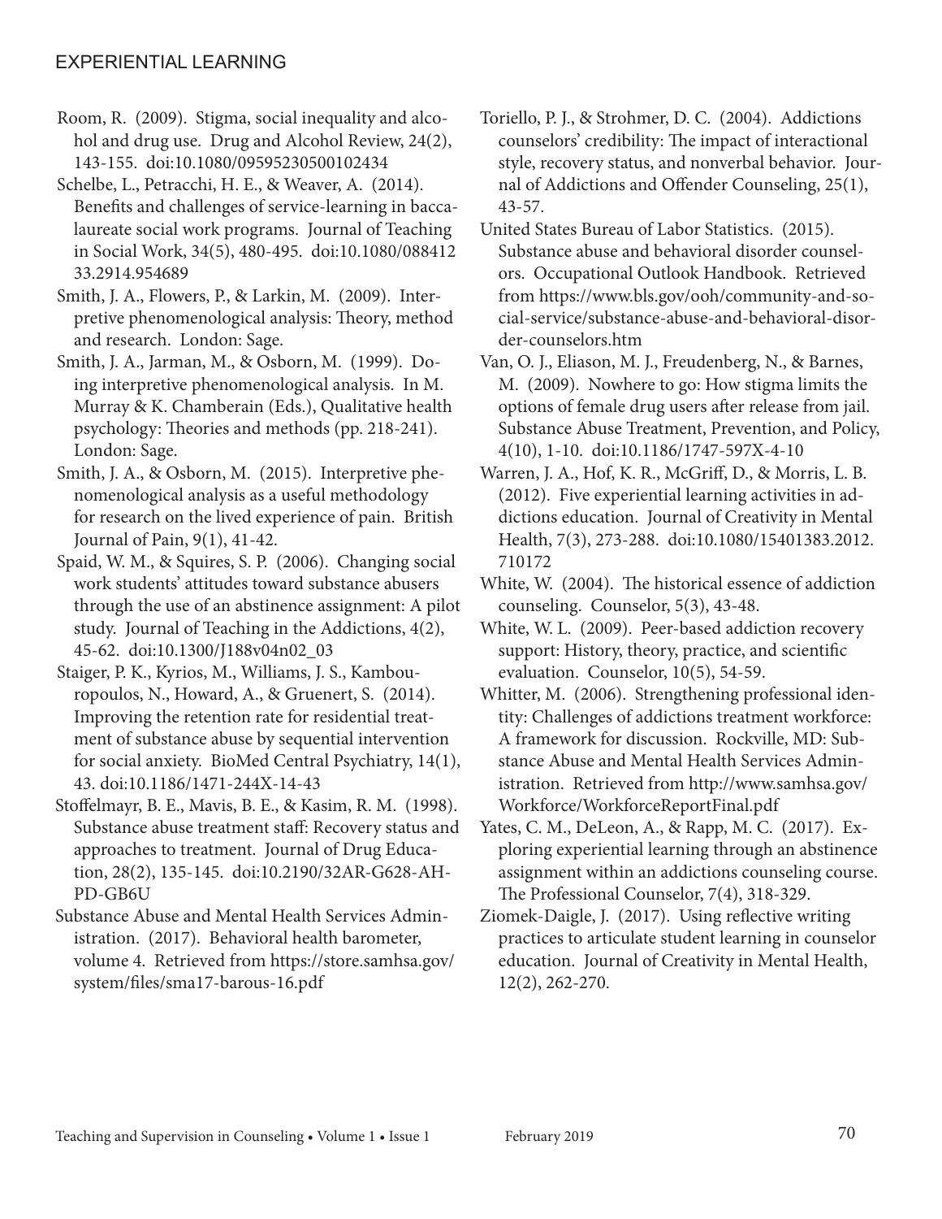Room, R. (2009). Stigma, social inequality and alcohol and drug use. Drug and Alcohol Review, 24(2), 143-155. doi:10.1080/09595230500102434

Schelbe, L., Petracchi, H. E., & Weaver, A. (2014). Benefits and challenges of service-learning in baccalaureate social work programs. Journal of Teaching in Social Work, 34(5), 480-495. doi:10.1080/08841233.2914.954689

Smith, J. A., Flowers, P., & Larkin, M. (2009). Interpretive phenomenological analysis: Theory, method and research. London: Sage.

Smith, J. A., Jarman, M., & Osborn, M. (1999). Doing interpretive phenomenological analysis. In M. Murray & K. Chamberain (Eds.), Qualitative health psychology: Theories and methods (pp. 218-241). London: Sage.

Smith, J. A., & Osborn, M. (2015). Interpretive phenomenological analysis as a useful methodology for research on the lived experience of pain. British Journal of Pain, 9(1), 41-42.

Spaid, W. M., & Squires, S. P. (2006). Changing social work students' attitudes toward substance abusers through the use of an abstinence assignment: A pilot study. Journal of Teaching in the Addictions, 4(2), 45-62. doi:10.1300/J188v04n02_03

Staiger, P. K., Kyrios, M., Williams, J. S., Kambouropoulos, N., Howard, A., & Gruenert, S. (2014). Improving the retention rate for residential treatment of substance abuse by sequential intervention for social anxiety. BioMed Central Psychiatry, 14(1), 43. doi:10.1186/1471-244X-14-43

Stoffelmayr, B. E., Mavis, B. E., & Kasim, R. M. (1998). Substance abuse treatment staff: Recovery status and approaches to treatment. Journal of Drug Education, 28(2), 135-145. doi:10.2190/32AR-G628-AHPD-GB6U

Substance Abuse and Mental Health Services Administration. (2017). Behavioral health barometer, volume 4. Retrieved from https://store.samhsa.gov/system/files/sma17-barous-16.pdf

Toriello, P. J., & Strohmer, D. C. (2004). Addictions counselors' credibility: The impact of interactional style, recovery status, and nonverbal behavior. Journal of Addictions and Offender Counseling, 25(1), 43-57.

United States Bureau of Labor Statistics. (2015). Substance abuse and behavioral disorder counselors. Occupational Outlook Handbook. Retrieved from https://www.bls.gov/ooh/community-and-social-service/substance-abuse-and-behavioral-disorder-counselors.htm

Van, O. J., Eliason, M. J., Freudenberg, N., & Barnes, M. (2009). Nowhere to go: How stigma limits the options of female drug users after release from jail. Substance Abuse Treatment, Prevention, and Policy, 4(10), 1-10. doi:10.1186/1747-597X-4-10

Warren, J. A., Hof, K. R., McGriff, D., & Morris, L. B. (2012). Five experiential learning activities in addictions education. Journal of Creativity in Mental Health, 7(3), 273-288. doi:10.1080/15401383.2012.710172

White, W. (2004). The historical essence of addiction counseling. Counselor, 5(3), 43-48.

White, W. L. (2009). Peer-based addiction recovery support: History, theory, practice, and scientific evaluation. Counselor, 10(5), 54-59.

Whitter, M. (2006). Strengthening professional identity: Challenges of addictions treatment workforce: A framework for discussion. Rockville, MD: Substance Abuse and Mental Health Services Administration. Retrieved from http://www.samhsa.gov/Workforce/WorkforceReportFinal.pdf

Yates, C. M., DeLeon, A., & Rapp, M. C. (2017). Exploring experiential learning through an abstinence assignment within an addictions counseling course. The Professional Counselor, 7(4), 318-329.

Ziomek-Daigle, J. (2017). Using reflective writing practices to articulate student learning in counselor education. Journal of Creativity in Mental Health, 12(2), 262-270.